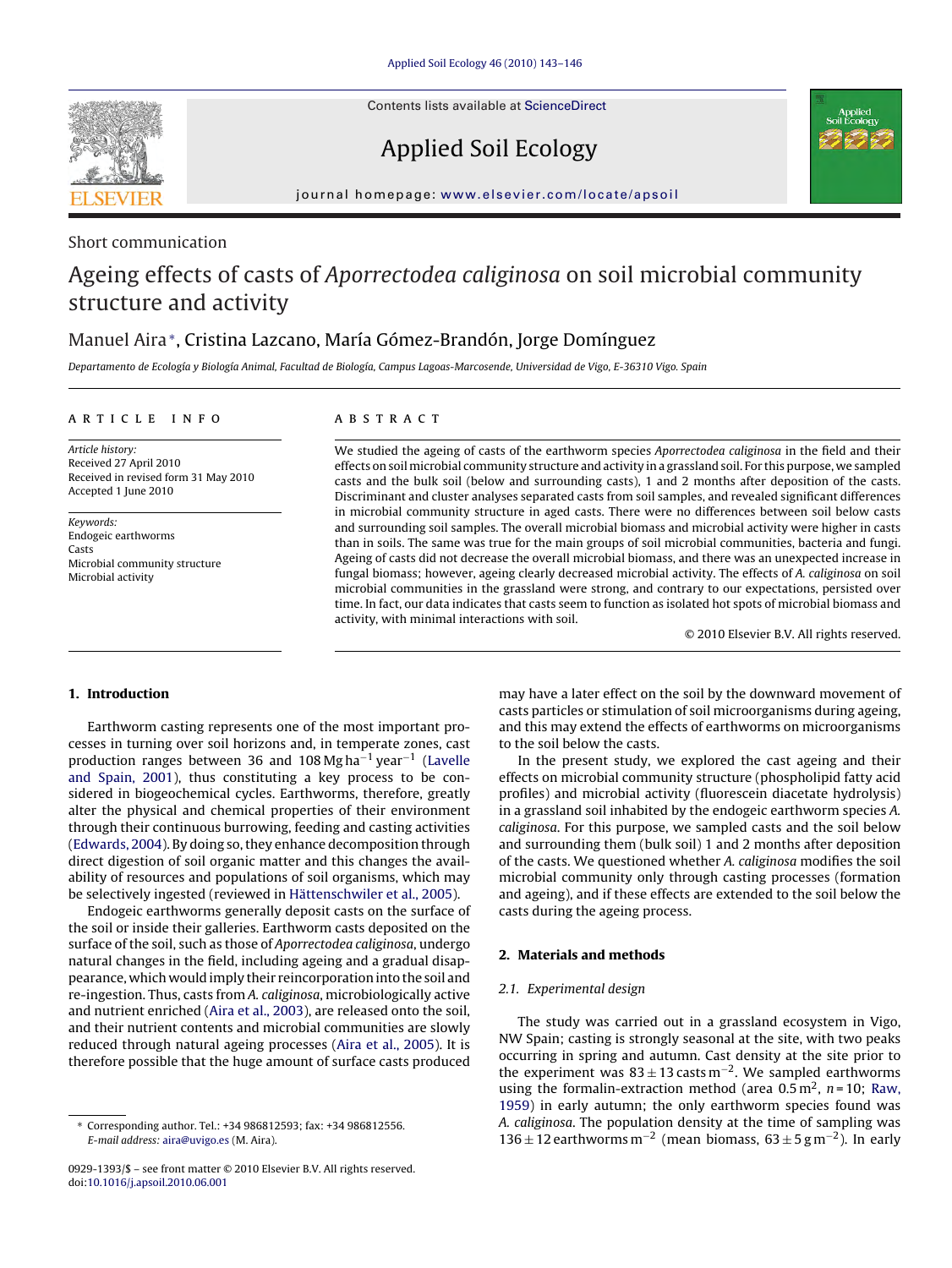Short communication

# Ageing effects of casts of *Aporrectodea caliginosa* on soil microbial community structure and activity

Manuel Aira*, Cristina Lazcano, María Gómez-Brandón, Jorge Domínguez

*Departamento de Ecología y Biología Animal, Facultad de Biología, Campus Lagoas-Marcosende, Universidad de Vigo, E-36310 Vigo, Spain*

**ARTICLE INFO**

*Article history:*
Received 27 April 2010
Received in revised form 31 May 2010
Accepted 1 June 2010

*Keywords:*
Endogeic earthworms
Casts
Microbial community structure
Microbial activity

**ABSTRACT**

We studied the ageing of casts of the earthworm species *Aporrectodea caliginosa* in the field and their effects on soil microbial community structure and activity in a grassland soil. For this purpose, we sampled casts and the bulk soil (below and surrounding casts), 1 and 2 months after deposition of the casts. Discriminant and cluster analyses separated casts from soil samples, and revealed significant differences in microbial community structure in aged casts. There were no differences between soil below casts and surrounding soil samples. The overall microbial biomass and microbial activity were higher in casts than in soils. The same was true for the main groups of soil microbial communities, bacteria and fungi. Ageing of casts did not decrease the overall microbial biomass, and there was an unexpected increase in fungal biomass; however, ageing clearly decreased microbial activity. The effects of *A. caliginosa* on soil microbial communities in the grassland were strong, and contrary to our expectations, persisted over time. In fact, our data indicates that casts seem to function as isolated hot spots of microbial biomass and activity, with minimal interactions with soil.

© 2010 Elsevier B.V. All rights reserved.

## 1. Introduction

Earthworm casting represents one of the most important processes in turning over soil horizons and, in temperate zones, cast production ranges between 36 and 108 Mg $ha^{-1}$ $year^{-1}$ (Lavelle and Spain, 2001), thus constituting a key process to be considered in biogeochemical cycles. Earthworms, therefore, greatly alter the physical and chemical properties of their environment through their continuous burrowing, feeding and casting activities (Edwards, 2004). By doing so, they enhance decomposition through direct digestion of soil organic matter and this changes the availability of resources and populations of soil organisms, which may be selectively ingested (reviewed in Hättenschwiler et al., 2005).

Endogeic earthworms generally deposit casts on the surface of the soil or inside their galleries. Earthworm casts deposited on the surface of the soil, such as those of *Aporrectodea caliginosa*, undergo natural changes in the field, including ageing and a gradual disappearance, which would imply their reincorporation into the soil and re-ingestion. Thus, casts from *A. caliginosa*, microbiologically active and nutrient enriched (Aira et al., 2003), are released onto the soil, and their nutrient contents and microbial communities are slowly reduced through natural ageing processes (Aira et al., 2005). It is therefore possible that the huge amount of surface casts produced may have a later effect on the soil by the downward movement of casts particles or stimulation of soil microorganisms during ageing, and this may extend the effects of earthworms on microorganisms to the soil below the casts.

In the present study, we explored the cast ageing and their effects on microbial community structure (phospholipid fatty acid profiles) and microbial activity (fluorescein diacetate hydrolysis) in a grassland soil inhabited by the endogeic earthworm species *A. caliginosa*. For this purpose, we sampled casts and the soil below and surrounding them (bulk soil) 1 and 2 months after deposition of the casts. We questioned whether *A. caliginosa* modifies the soil microbial community only through casting processes (formation and ageing), and if these effects are extended to the soil below the casts during the ageing process.

## 2. Materials and methods

### 2.1. Experimental design

The study was carried out in a grassland ecosystem in Vigo, NW Spain; casting is strongly seasonal at the site, with two peaks occurring in spring and autumn. Cast density at the site prior to the experiment was $83 \pm 13$ casts $m^{-2}$. We sampled earthworms using the formalin-extraction method (area 0.5 $m^2$, $n = 10$; Raw, 1959) in early autumn; the only earthworm species found was *A. caliginosa*. The population density at the time of sampling was $136 \pm 12$ earthworms $m^{-2}$ (mean biomass, $63 \pm 5$ g $m^{-2}$). In early

* Corresponding author. Tel.: +34 986812593; fax: +34 986812556.
*E-mail address:* aira@uvigo.es (M. Aira).

0929-1393/$ – see front matter © 2010 Elsevier B.V. All rights reserved.
doi:10.1016/j.apsoil.2010.06.001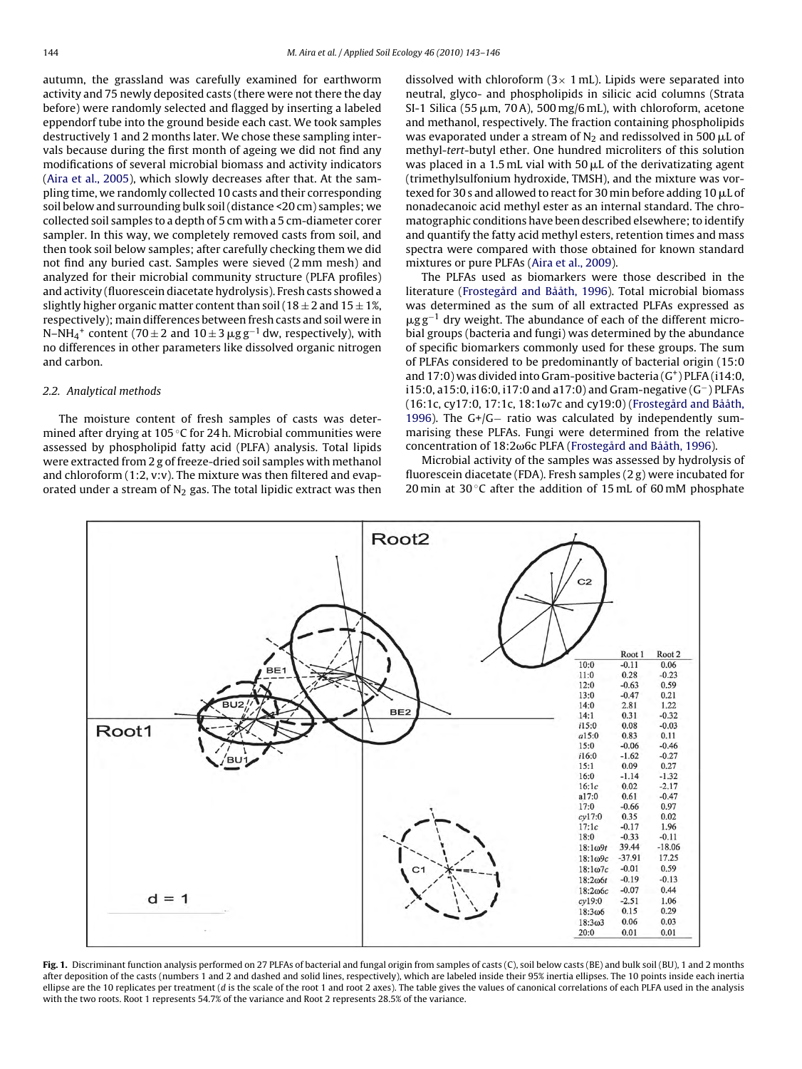autumn, the grassland was carefully examined for earthworm activity and 75 newly deposited casts (there were not there the day before) were randomly selected and flagged by inserting a labeled eppendorf tube into the ground beside each cast. We took samples destructively 1 and 2 months later. We chose these sampling intervals because during the first month of ageing we did not find any modifications of several microbial biomass and activity indicators (Aira et al., 2005), which slowly decreases after that. At the sampling time, we randomly collected 10 casts and their corresponding soil below and surrounding bulk soil (distance <20 cm) samples; we collected soil samples to a depth of 5 cm with a 5 cm-diameter corer sampler. In this way, we completely removed casts from soil, and then took soil below samples; after carefully checking them we did not find any buried cast. Samples were sieved (2 mm mesh) and analyzed for their microbial community structure (PLFA profiles) and activity (fluorescein diacetate hydrolysis). Fresh casts showed a slightly higher organic matter content than soil (18 ± 2 and 15 ± 1%, respectively); main differences between fresh casts and soil were in N–$NH_4^+$ content (70 ± 2 and 10 ± 3 μg g$^{-1}$ dw, respectively), with no differences in other parameters like dissolved organic nitrogen and carbon.

### 2.2. Analytical methods

The moisture content of fresh samples of casts was determined after drying at 105 °C for 24 h. Microbial communities were assessed by phospholipid fatty acid (PLFA) analysis. Total lipids were extracted from 2 g of freeze-dried soil samples with methanol and chloroform (1:2, v:v). The mixture was then filtered and evaporated under a stream of $N_2$ gas. The total lipidic extract was then dissolved with chloroform (3× 1 mL). Lipids were separated into neutral, glyco- and phospholipids in silicic acid columns (Strata SI-1 Silica (55 μm, 70 A), 500 mg/6 mL), with chloroform, acetone and methanol, respectively. The fraction containing phospholipids was evaporated under a stream of $N_2$ and redissolved in 500 μL of methyl-*tert*-butyl ether. One hundred microliters of this solution was placed in a 1.5 mL vial with 50 μL of the derivatizating agent (trimethylsulfonium hydroxide, TMSH), and the mixture was vortexed for 30 s and allowed to react for 30 min before adding 10 μL of nonadecanoic acid methyl ester as an internal standard. The chromatographic conditions have been described elsewhere; to identify and quantify the fatty acid methyl esters, retention times and mass spectra were compared with those obtained for known standard mixtures or pure PLFAs (Aira et al., 2009).

The PLFAs used as biomarkers were those described in the literature (Frostegård and Bååth, 1996). Total microbial biomass was determined as the sum of all extracted PLFAs expressed as μg g$^{-1}$ dry weight. The abundance of each of the different microbial groups (bacteria and fungi) was determined by the abundance of specific biomarkers commonly used for these groups. The sum of PLFAs considered to be predominantly of bacterial origin (15:0 and 17:0) was divided into Gram-positive bacteria ($G^+$) PLFA (i14:0, i15:0, a15:0, i16:0, i17:0 and a17:0) and Gram-negative ($G^-$) PLFAs (16:1c, cy17:0, 17:1c, 18:1ω7c and cy19:0) (Frostegård and Bååth, 1996). The G+/G− ratio was calculated by independently summarising these PLFAs. Fungi were determined from the relative concentration of 18:2ω6c PLFA (Frostegård and Bååth, 1996).

Microbial activity of the samples was assessed by hydrolysis of fluorescein diacetate (FDA). Fresh samples (2 g) were incubated for 20 min at 30 °C after the addition of 15 mL of 60 mM phosphate

| | Root 1 | Root 2 |
|---|---|---|
| 10:0 | -0.11 | 0.06 |
| 11:0 | 0.28 | -0.23 |
| 12:0 | -0.63 | 0.59 |
| 13:0 | -0.47 | 0.21 |
| 14:0 | 2.81 | 1.22 |
| 14:1 | 0.31 | -0.32 |
| *i*15:0 | 0.08 | -0.03 |
| *a*15:0 | 0.83 | 0.11 |
| 15:0 | -0.06 | -0.46 |
| *i*16:0 | -1.62 | -0.27 |
| 15:1 | 0.09 | 0.27 |
| 16:0 | -1.14 | -1.32 |
| 16:1*c* | 0.02 | -2.17 |
| a17:0 | 0.61 | -0.47 |
| 17:0 | -0.66 | 0.97 |
| *cy*17:0 | 0.35 | 0.02 |
| 17:1*c* | -0.17 | 1.96 |
| 18:0 | -0.33 | -0.11 |
| 18:1ω9*t* | 39.44 | -18.06 |
| 18:1ω9*c* | -37.91 | 17.25 |
| 18:1ω7*c* | -0.01 | 0.59 |
| 18:2ω6*t* | -0.19 | -0.13 |
| 18:2ω6*c* | -0.07 | 0.44 |
| *cy*19:0 | -2.51 | 1.06 |
| 18:3ω6 | 0.15 | 0.29 |
| 18:3ω3 | 0.06 | 0.03 |
| 20:0 | 0.01 | 0.01 |

**Fig. 1.** Discriminant function analysis performed on 27 PLFAs of bacterial and fungal origin from samples of casts (C), soil below casts (BE) and bulk soil (BU), 1 and 2 months after deposition of the casts (numbers 1 and 2 and dashed and solid lines, respectively), which are labeled inside their 95% inertia ellipses. The 10 points inside each inertia ellipse are the 10 replicates per treatment (*d* is the scale of the root 1 and root 2 axes). The table gives the values of canonical correlations of each PLFA used in the analysis with the two roots. Root 1 represents 54.7% of the variance and Root 2 represents 28.5% of the variance.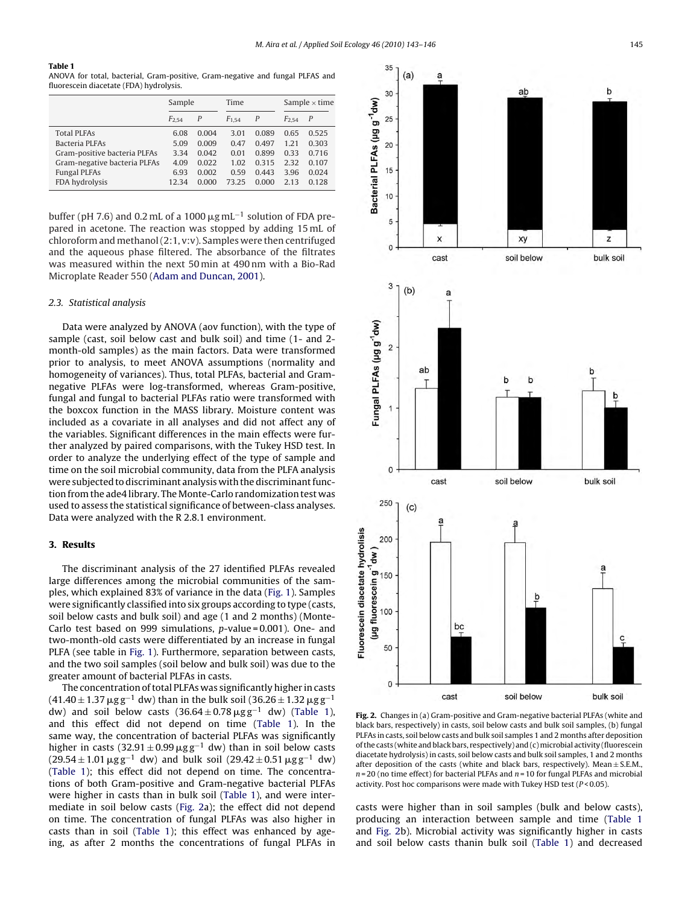**Table 1**
ANOVA for total, bacterial, Gram-positive, Gram-negative and fungal PLFAS and fluorescein diacetate (FDA) hydrolysis.

| | Sample | | Time | | Sample × time | |
|---|---|---|---|---|---|---|
| | $F_{2,54}$ | $P$ | $F_{1,54}$ | $P$ | $F_{2,54}$ | $P$ |
| Total PLFAs | 6.08 | 0.004 | 3.01 | 0.089 | 0.65 | 0.525 |
| Bacteria PLFAs | 5.09 | 0.009 | 0.47 | 0.497 | 1.21 | 0.303 |
| Gram-positive bacteria PLFAs | 3.34 | 0.042 | 0.01 | 0.899 | 0.33 | 0.716 |
| Gram-negative bacteria PLFAs | 4.09 | 0.022 | 1.02 | 0.315 | 2.32 | 0.107 |
| Fungal PLFAs | 6.93 | 0.002 | 0.59 | 0.443 | 3.96 | 0.024 |
| FDA hydrolysis | 12.34 | 0.000 | 73.25 | 0.000 | 2.13 | 0.128 |

buffer (pH 7.6) and 0.2 mL of a 1000 $\mu$g mL$^{-1}$ solution of FDA prepared in acetone. The reaction was stopped by adding 15 mL of chloroform and methanol (2:1, v:v). Samples were then centrifuged and the aqueous phase filtered. The absorbance of the filtrates was measured within the next 50 min at 490 nm with a Bio-Rad Microplate Reader 550 (Adam and Duncan, 2001).

### 2.3. Statistical analysis

Data were analyzed by ANOVA (aov function), with the type of sample (cast, soil below cast and bulk soil) and time (1- and 2-month-old samples) as the main factors. Data were transformed prior to analysis, to meet ANOVA assumptions (normality and homogeneity of variances). Thus, total PLFAs, bacterial and Gram-negative PLFAs were log-transformed, whereas Gram-positive, fungal and fungal to bacterial PLFAs ratio were transformed with the boxcox function in the MASS library. Moisture content was included as a covariate in all analyses and did not affect any of the variables. Significant differences in the main effects were further analyzed by paired comparisons, with the Tukey HSD test. In order to analyze the underlying effect of the type of sample and time on the soil microbial community, data from the PLFA analysis were subjected to discriminant analysis with the discriminant function from the ade4 library. The Monte-Carlo randomization test was used to assess the statistical significance of between-class analyses. Data were analyzed with the R 2.8.1 environment.

## 3. Results

The discriminant analysis of the 27 identified PLFAs revealed large differences among the microbial communities of the samples, which explained 83% of variance in the data (Fig. 1). Samples were significantly classified into six groups according to type (casts, soil below casts and bulk soil) and age (1 and 2 months) (Monte-Carlo test based on 999 simulations, *p*-value = 0.001). One- and two-month-old casts were differentiated by an increase in fungal PLFA (see table in Fig. 1). Furthermore, separation between casts, and the two soil samples (soil below and bulk soil) was due to the greater amount of bacterial PLFAs in casts.

The concentration of total PLFAs was significantly higher in casts (41.40 ± 1.37 $\mu$g g$^{-1}$ dw) than in the bulk soil (36.26 ± 1.32 $\mu$g g$^{-1}$ dw) and soil below casts (36.64 ± 0.78 $\mu$g g$^{-1}$ dw) (Table 1), and this effect did not depend on time (Table 1). In the same way, the concentration of bacterial PLFAs was significantly higher in casts (32.91 ± 0.99 $\mu$g g$^{-1}$ dw) than in soil below casts (29.54 ± 1.01 $\mu$g g$^{-1}$ dw) and bulk soil (29.42 ± 0.51 $\mu$g g$^{-1}$ dw) (Table 1); this effect did not depend on time. The concentrations of both Gram-positive and Gram-negative bacterial PLFAs were higher in casts than in bulk soil (Table 1), and were intermediate in soil below casts (Fig. 2a); the effect did not depend on time. The concentration of fungal PLFAs was also higher in casts than in soil (Table 1); this effect was enhanced by ageing, as after 2 months the concentrations of fungal PLFAs in casts were higher than in soil samples (bulk and below casts), producing an interaction between sample and time (Table 1 and Fig. 2b). Microbial activity was significantly higher in casts and soil below casts thanin bulk soil (Table 1) and decreased

**Fig. 2.** Changes in (a) Gram-positive and Gram-negative bacterial PLFAs (white and black bars, respectively) in casts, soil below casts and bulk soil samples, (b) fungal PLFAs in casts, soil below casts and bulk soil samples 1 and 2 months after deposition of the casts (white and black bars, respectively) and (c) microbial activity (fluorescein diacetate hydrolysis) in casts, soil below casts and bulk soil samples, 1 and 2 months after deposition of the casts (white and black bars, respectively). Mean ± S.E.M., $n$ = 20 (no time effect) for bacterial PLFAs and $n$ = 10 for fungal PLFAs and microbial activity. Post hoc comparisons were made with Tukey HSD test ($P$ < 0.05).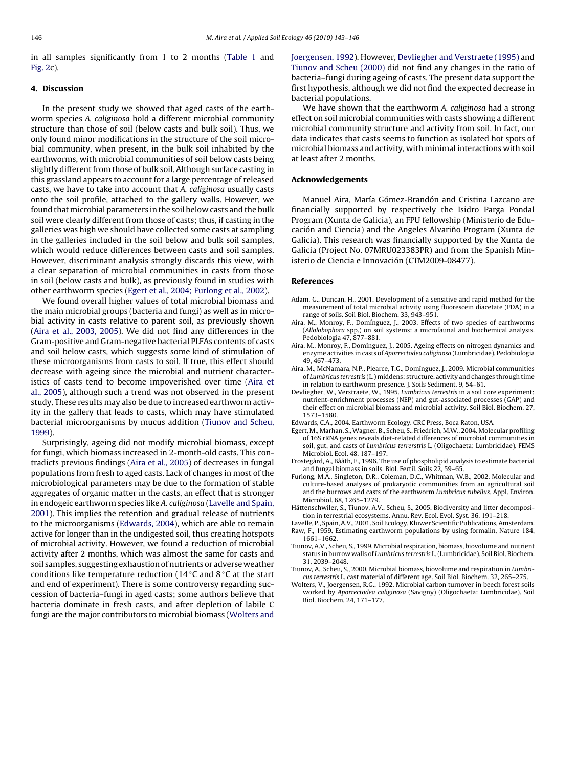in all samples significantly from 1 to 2 months (Table 1 and Fig. 2c).

## 4. Discussion

In the present study we showed that aged casts of the earthworm species *A. caliginosa* hold a different microbial community structure than those of soil (below casts and bulk soil). Thus, we only found minor modifications in the structure of the soil microbial community, when present, in the bulk soil inhabited by the earthworms, with microbial communities of soil below casts being slightly different from those of bulk soil. Although surface casting in this grassland appears to account for a large percentage of released casts, we have to take into account that *A. caliginosa* usually casts onto the soil profile, attached to the gallery walls. However, we found that microbial parameters in the soil below casts and the bulk soil were clearly different from those of casts; thus, if casting in the galleries was high we should have collected some casts at sampling in the galleries included in the soil below and bulk soil samples, which would reduce differences between casts and soil samples. However, discriminant analysis strongly discards this view, with a clear separation of microbial communities in casts from those in soil (below casts and bulk), as previously found in studies with other earthworm species (Egert et al., 2004; Furlong et al., 2002).

We found overall higher values of total microbial biomass and the main microbial groups (bacteria and fungi) as well as in microbial activity in casts relative to parent soil, as previously shown (Aira et al., 2003, 2005). We did not find any differences in the Gram-positive and Gram-negative bacterial PLFAs contents of casts and soil below casts, which suggests some kind of stimulation of these microorganisms from casts to soil. If true, this effect should decrease with ageing since the microbial and nutrient characteristics of casts tend to become impoverished over time (Aira et al., 2005), although such a trend was not observed in the present study. These results may also be due to increased earthworm activity in the gallery that leads to casts, which may have stimulated bacterial microorganisms by mucus addition (Tiunov and Scheu, 1999).

Surprisingly, ageing did not modify microbial biomass, except for fungi, which biomass increased in 2-month-old casts. This contradicts previous findings (Aira et al., 2005) of decreases in fungal populations from fresh to aged casts. Lack of changes in most of the microbiological parameters may be due to the formation of stable aggregates of organic matter in the casts, an effect that is stronger in endogeic earthworm species like *A. caliginosa* (Lavelle and Spain, 2001). This implies the retention and gradual release of nutrients to the microorganisms (Edwards, 2004), which are able to remain active for longer than in the undigested soil, thus creating hotspots of microbial activity. However, we found a reduction of microbial activity after 2 months, which was almost the same for casts and soil samples, suggesting exhaustion of nutrients or adverse weather conditions like temperature reduction (14 °C and 8 °C at the start and end of experiment). There is some controversy regarding succession of bacteria–fungi in aged casts; some authors believe that bacteria dominate in fresh casts, and after depletion of labile C fungi are the major contributors to microbial biomass (Wolters and Joergensen, 1992). However, Devliegher and Verstraete (1995) and Tiunov and Scheu (2000) did not find any changes in the ratio of bacteria–fungi during ageing of casts. The present data support the first hypothesis, although we did not find the expected decrease in bacterial populations.

We have shown that the earthworm *A. caliginosa* had a strong effect on soil microbial communities with casts showing a different microbial community structure and activity from soil. In fact, our data indicates that casts seems to function as isolated hot spots of microbial biomass and activity, with minimal interactions with soil at least after 2 months.

## Acknowledgements

Manuel Aira, María Gómez-Brandón and Cristina Lazcano are financially supported by respectively the Isidro Parga Pondal Program (Xunta de Galicia), an FPU fellowship (Ministerio de Educación and Ciencia) and the Angeles Alvariño Program (Xunta de Galicia). This research was financially supported by the Xunta de Galicia (Project No. 07MRU023383PR) and from the Spanish Ministerio de Ciencia e Innovación (CTM2009-08477).

## References

Adam, G., Duncan, H., 2001. Development of a sensitive and rapid method for the measurement of total microbial activity using fluorescein diacetate (FDA) in a range of soils. Soil Biol. Biochem. 33, 943–951.

Aira, M., Monroy, F., Domínguez, J., 2003. Effects of two species of earthworms (*Allolobophora* spp.) on soil systems: a microfaunal and biochemical analysis. Pedobiologia 47, 877–881.

Aira, M., Monroy, F., Domínguez, J., 2005. Ageing effects on nitrogen dynamics and enzyme activities in casts of *Aporrectodea caliginosa* (Lumbricidae). Pedobiologia 49, 467–473.

Aira, M., McNamara, N.P., Piearce, T.G., Domínguez, J., 2009. Microbial communities of *Lumbricus terrestris* (L.) middens: structure, activity and changes through time in relation to earthworm presence. J. Soils Sediment. 9, 54–61.

Devliegher, W., Verstraete, W., 1995. *Lumbricus terrestris* in a soil core experiment: nutrient-enrichment processes (NEP) and gut-associated processes (GAP) and their effect on microbial biomass and microbial activity. Soil Biol. Biochem. 27, 1573–1580.

Edwards, C.A., 2004. Earthworm Ecology. CRC Press, Boca Raton, USA.

Egert, M., Marhan, S., Wagner, B., Scheu, S., Friedrich, M.W., 2004. Molecular profiling of 16S rRNA genes reveals diet-related differences of microbial communities in soil, gut, and casts of *Lumbricus terrerstris* L. (Oligochaeta: Lumbricidae). FEMS Microbiol. Ecol. 48, 187–197.

Frostegård, A., Bååth, E., 1996. The use of phospholipid analysis to estimate bacterial and fungal biomass in soils. Biol. Fertil. Soils 22, 59–65.

Furlong, M.A., Singleton, D.R., Coleman, D.C., Whitman, W.B., 2002. Molecular and culture-based analyses of prokaryotic communities from an agricultural soil and the burrows and casts of the earthworm *Lumbricus rubellus*. Appl. Environ. Microbiol. 68, 1265–1279.

Hättenschwiler, S., Tiunov, A.V., Scheu, S., 2005. Biodiversity and litter decomposition in terrestrial ecosystems. Annu. Rev. Ecol. Evol. Syst. 36, 191–218.

Lavelle, P., Spain, A.V., 2001. Soil Ecology. Kluwer Scientific Publications, Amsterdam.

Raw, F., 1959. Estimating earthworm populations by using formalin. Nature 184, 1661–1662.

Tiunov, A.V., Scheu, S., 1999. Microbial respiration, biomass, biovolume and nutrient status in burrow walls of *Lumbricus terrestris* L. (Lumbricidae). Soil Biol. Biochem. 31, 2039–2048.

Tiunov, A., Scheu, S., 2000. Microbial biomass, biovolume and respiration in *Lumbricus terrestris* L. cast material of different age. Soil Biol. Biochem. 32, 265–275.

Wolters, V., Joergensen, R.G., 1992. Microbial carbon turnover in beech forest soils worked by *Aporrectodea caliginosa* (Savigny) (Oligochaeta: Lumbricidae). Soil Biol. Biochem. 24, 171–177.